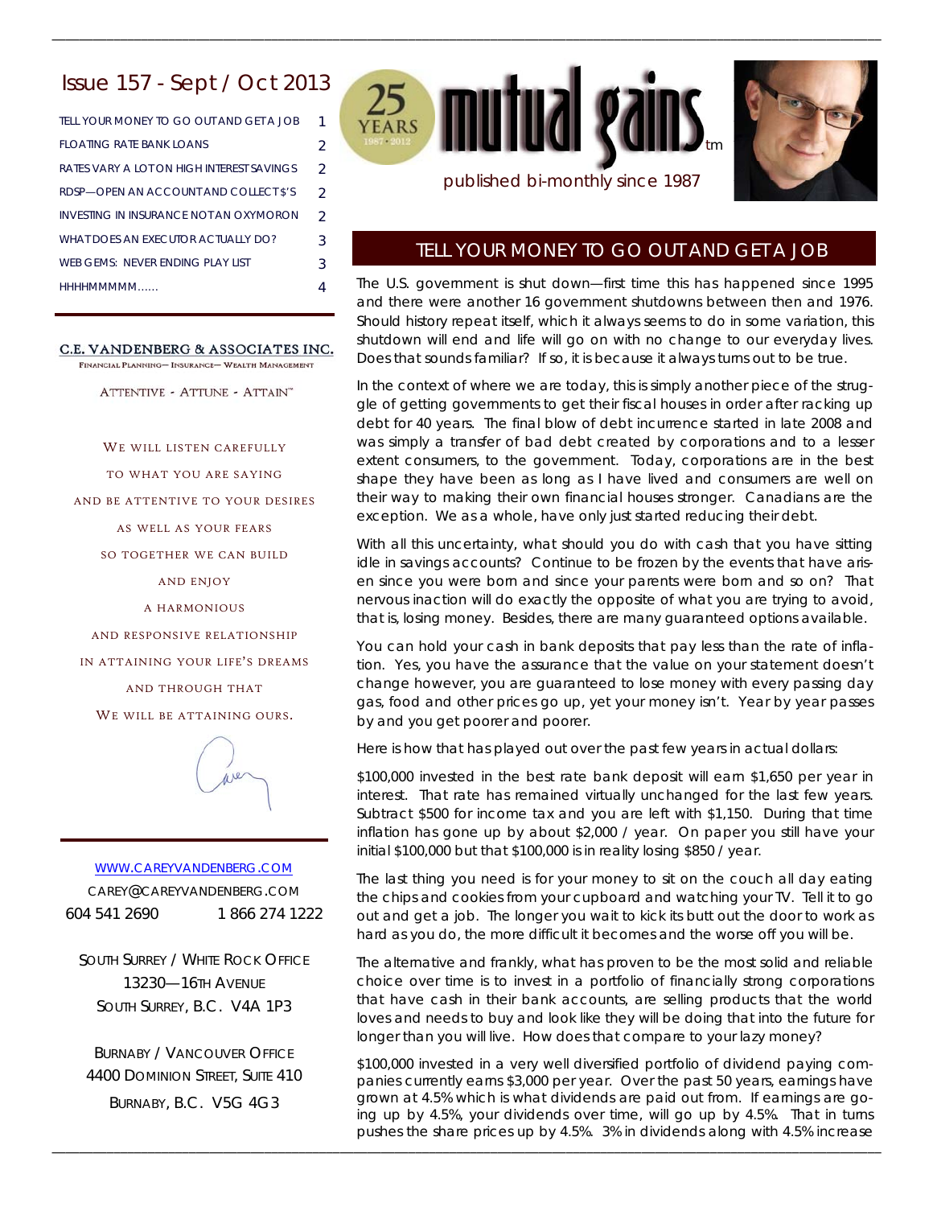# Issue 157 - Sept / Oct 2013

| | |
|---|---|
| TELL YOUR MONEY TO GO OUT AND GET A JOB | 1 |
| FLOATING RATE BANK LOANS | 2 |
| RATES VARY A LOT ON HIGH INTEREST SAVINGS | 2 |
| RDSP—OPEN AN ACCOUNT AND COLLECT $'S | 2 |
| INVESTING IN INSURANCE NOT AN OXYMORON | 2 |
| WHAT DOES AN EXECUTOR ACTUALLY DO? | 3 |
| WEB GEMS: NEVER ENDING PLAY LIST | 3 |
| HHHHMMMMM…… | 4 |

**C.E. VANDENBERG & ASSOCIATES INC.**

FINANCIAL PLANNING— INSURANCE— WEALTH MANAGEMENT

ATTENTIVE - ATTUNE - ATTAIN™

WE WILL LISTEN CAREFULLY
TO WHAT YOU ARE SAYING
AND BE ATTENTIVE TO YOUR DESIRES
AS WELL AS YOUR FEARS
SO TOGETHER WE CAN BUILD
AND ENJOY
A HARMONIOUS
AND RESPONSIVE RELATIONSHIP
IN ATTAINING YOUR LIFE'S DREAMS
AND THROUGH THAT
WE WILL BE ATTAINING OURS.

WWW.CAREYVANDENBERG.COM
CAREY@CAREYVANDENBERG.COM
604 541 2690 1 866 274 1222

SOUTH SURREY / WHITE ROCK OFFICE
13230—16TH AVENUE
SOUTH SURREY, B.C. V4A 1P3

BURNABY / VANCOUVER OFFICE
4400 DOMINION STREET, SUITE 410
BURNABY, B.C. V5G 4G3

# mutual gains™

25 YEARS 1987 · 2012

published bi-monthly since 1987

## TELL YOUR MONEY TO GO OUT AND GET A JOB

The U.S. government is shut down—first time this has happened since 1995 and there were another 16 government shutdowns between then and 1976. Should history repeat itself, which it always seems to do in some variation, this shutdown will end and life will go on with no change to our everyday lives. Does that sounds familiar? If so, it is because it always turns out to be true.

In the context of where we are today, this is simply another piece of the struggle of getting governments to get their fiscal houses in order after racking up debt for 40 years. The final blow of debt incurrence started in late 2008 and was simply a transfer of bad debt created by corporations and to a lesser extent consumers, to the government. Today, corporations are in the best shape they have been as long as I have lived and consumers are well on their way to making their own financial houses stronger. Canadians are the exception. We as a whole, have only just started reducing their debt.

With all this uncertainty, what should you do with cash that you have sitting idle in savings accounts? Continue to be frozen by the events that have arisen since you were born and since your parents were born and so on? That nervous inaction will do exactly the opposite of what you are trying to avoid, that is, losing money. Besides, there are many guaranteed options available.

You can hold your cash in bank deposits that pay less than the rate of inflation. Yes, you have the assurance that the value on your statement doesn't change however, you are guaranteed to lose money with every passing day gas, food and other prices go up, yet your money isn't. Year by year passes by and you get poorer and poorer.

Here is how that has played out over the past few years in actual dollars:

$100,000 invested in the best rate bank deposit will earn $1,650 per year in interest. That rate has remained virtually unchanged for the last few years. Subtract $500 for income tax and you are left with $1,150. During that time inflation has gone up by about $2,000 / year. On paper you still have your initial $100,000 but that $100,000 is in reality losing $850 / year.

The last thing you need is for your money to sit on the couch all day eating the chips and cookies from your cupboard and watching your TV. Tell it to go out and get a job. The longer you wait to kick its butt out the door to work as hard as you do, the more difficult it becomes and the worse off you will be.

The alternative and frankly, what has proven to be the most solid and reliable choice over time is to invest in a portfolio of financially strong corporations that have cash in their bank accounts, are selling products that the world loves and needs to buy and look like they will be doing that into the future for longer than you will live. How does that compare to your lazy money?

$100,000 invested in a very well diversified portfolio of dividend paying companies currently earns $3,000 per year. Over the past 50 years, earnings have grown at 4.5% which is what dividends are paid out from. If earnings are going up by 4.5%, your dividends over time, will go up by 4.5%. That in turns pushes the share prices up by 4.5%. 3% in dividends along with 4.5% increase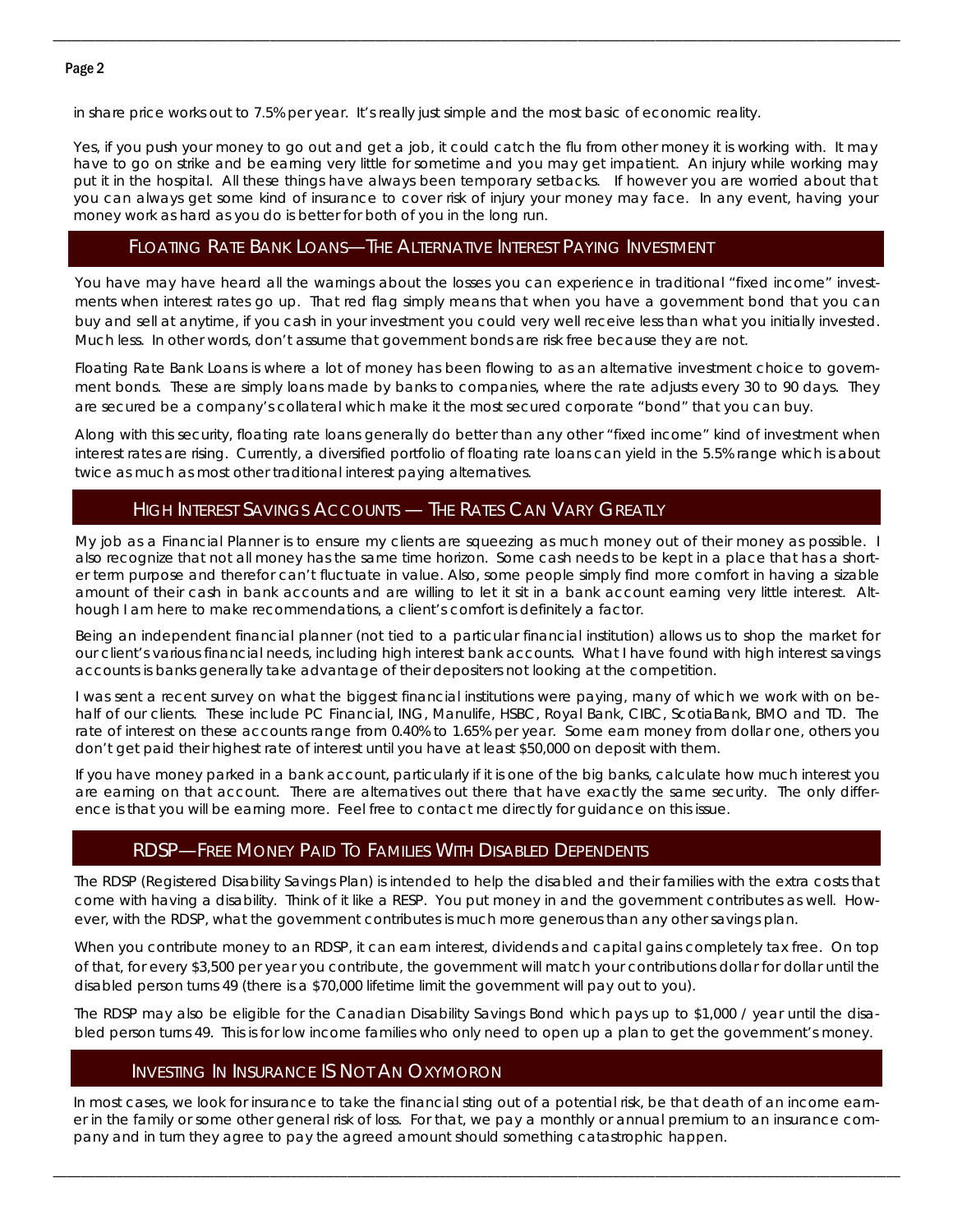in share price works out to 7.5% per year. It's really just simple and the most basic of economic reality.

Yes, if you push your money to go out and get a job, it could catch the flu from other money it is working with. It may have to go on strike and be earning very little for sometime and you may get impatient. An injury while working may put it in the hospital. All these things have always been temporary setbacks. If however you are worried about that you can always get some kind of insurance to cover risk of injury your money may face. In any event, having your money work as hard as you do is better for both of you in the long run.

## Floating Rate Bank Loans—The Alternative Interest Paying Investment

You have may have heard all the warnings about the losses you can experience in traditional "fixed income" investments when interest rates go up. That red flag simply means that when you have a government bond that you can buy and sell at anytime, if you cash in your investment you could very well receive less than what you initially invested. Much less. In other words, don't assume that government bonds are risk free because they are not.

Floating Rate Bank Loans is where a lot of money has been flowing to as an alternative investment choice to government bonds. These are simply loans made by banks to companies, where the rate adjusts every 30 to 90 days. They are secured be a company's collateral which make it the most secured corporate "bond" that you can buy.

Along with this security, floating rate loans generally do better than any other "fixed income" kind of investment when interest rates are rising. Currently, a diversified portfolio of floating rate loans can yield in the 5.5% range which is about twice as much as most other traditional interest paying alternatives.

## High Interest Savings Accounts — The Rates Can Vary Greatly

My job as a Financial Planner is to ensure my clients are squeezing as much money out of their money as possible. I also recognize that not all money has the same time horizon. Some cash needs to be kept in a place that has a shorter term purpose and therefor can't fluctuate in value. Also, some people simply find more comfort in having a sizable amount of their cash in bank accounts and are willing to let it sit in a bank account earning very little interest. Although I am here to make recommendations, a client's comfort is definitely a factor.

Being an independent financial planner (not tied to a particular financial institution) allows us to shop the market for our client's various financial needs, including high interest bank accounts. What I have found with high interest savings accounts is banks generally take advantage of their depositers not looking at the competition.

I was sent a recent survey on what the biggest financial institutions were paying, many of which we work with on behalf of our clients. These include PC Financial, ING, Manulife, HSBC, Royal Bank, CIBC, ScotiaBank, BMO and TD. The rate of interest on these accounts range from 0.40% to 1.65% per year. Some earn money from dollar one, others you don't get paid their highest rate of interest until you have at least $50,000 on deposit with them.

If you have money parked in a bank account, particularly if it is one of the big banks, calculate how much interest you are earning on that account. There are alternatives out there that have exactly the same security. The only difference is that you will be earning more. Feel free to contact me directly for guidance on this issue.

## RDSP—Free Money Paid To Families With Disabled Dependents

The RDSP (Registered Disability Savings Plan) is intended to help the disabled and their families with the extra costs that come with having a disability. Think of it like a RESP. You put money in and the government contributes as well. However, with the RDSP, what the government contributes is much more generous than any other savings plan.

When you contribute money to an RDSP, it can earn interest, dividends and capital gains completely tax free. On top of that, for every $3,500 per year you contribute, the government will match your contributions dollar for dollar until the disabled person turns 49 (there is a $70,000 lifetime limit the government will pay out to you).

The RDSP may also be eligible for the Canadian Disability Savings Bond which pays up to $1,000 / year until the disabled person turns 49. This is for low income families who only need to open up a plan to get the government's money.

## Investing In Insurance IS Not An Oxymoron

In most cases, we look for insurance to take the financial sting out of a potential risk, be that death of an income earner in the family or some other general risk of loss. For that, we pay a monthly or annual premium to an insurance company and in turn they agree to pay the agreed amount should something catastrophic happen.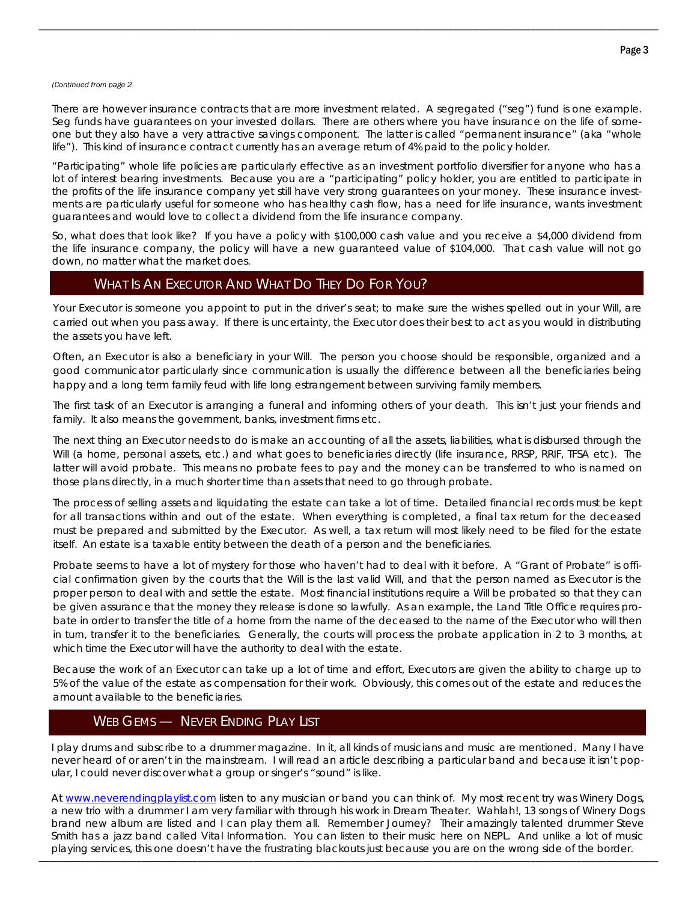*(Continued from page 2*

There are however insurance contracts that are more investment related. A segregated ("seg") fund is one example. Seg funds have guarantees on your invested dollars. There are others where you have insurance on the life of someone but they also have a very attractive savings component. The latter is called "permanent insurance" (aka "whole life"). This kind of insurance contract currently has an average return of 4% paid to the policy holder.

"Participating" whole life policies are particularly effective as an investment portfolio diversifier for anyone who has a lot of interest bearing investments. Because you are a "participating" policy holder, you are entitled to participate in the profits of the life insurance company yet still have very strong guarantees on your money. These insurance investments are particularly useful for someone who has healthy cash flow, has a need for life insurance, wants investment guarantees and would love to collect a dividend from the life insurance company.

So, what does that look like? If you have a policy with $100,000 cash value and you receive a $4,000 dividend from the life insurance company, the policy will have a new guaranteed value of $104,000. That cash value will not go down, no matter what the market does.

## What Is An Executor And What Do They Do For You?

Your Executor is someone you appoint to put in the driver's seat; to make sure the wishes spelled out in your Will, are carried out when you pass away. If there is uncertainty, the Executor does their best to act as you would in distributing the assets you have left.

Often, an Executor is also a beneficiary in your Will. The person you choose should be responsible, organized and a good communicator particularly since communication is usually the difference between all the beneficiaries being happy and a long term family feud with life long estrangement between surviving family members.

The first task of an Executor is arranging a funeral and informing others of your death. This isn't just your friends and family. It also means the government, banks, investment firms etc.

The next thing an Executor needs to do is make an accounting of all the assets, liabilities, what is disbursed through the Will (a home, personal assets, etc.) and what goes to beneficiaries directly (life insurance, RRSP, RRIF, TFSA etc). The latter will avoid probate. This means no probate fees to pay and the money can be transferred to who is named on those plans directly, in a much shorter time than assets that need to go through probate.

The process of selling assets and liquidating the estate can take a lot of time. Detailed financial records must be kept for all transactions within and out of the estate. When everything is completed, a final tax return for the deceased must be prepared and submitted by the Executor. As well, a tax return will most likely need to be filed for the estate itself. An estate is a taxable entity between the death of a person and the beneficiaries.

Probate seems to have a lot of mystery for those who haven't had to deal with it before. A "Grant of Probate" is official confirmation given by the courts that the Will is the last valid Will, and that the person named as Executor is the proper person to deal with and settle the estate. Most financial institutions require a Will be probated so that they can be given assurance that the money they release is done so lawfully. As an example, the Land Title Office requires probate in order to transfer the title of a home from the name of the deceased to the name of the Executor who will then in turn, transfer it to the beneficiaries. Generally, the courts will process the probate application in 2 to 3 months, at which time the Executor will have the authority to deal with the estate.

Because the work of an Executor can take up a lot of time and effort, Executors are given the ability to charge up to 5% of the value of the estate as compensation for their work. Obviously, this comes out of the estate and reduces the amount available to the beneficiaries.

## Web Gems — Never Ending Play List

I play drums and subscribe to a drummer magazine. In it, all kinds of musicians and music are mentioned. Many I have never heard of or aren't in the mainstream. I will read an article describing a particular band and because it isn't popular, I could never discover what a group or singer's "sound" is like.

At [www.neverendingplaylist.com](http://www.neverendingplaylist.com) listen to any musician or band you can think of. My most recent try was Winery Dogs, a new trio with a drummer I am very familiar with through his work in Dream Theater. Wahlah!, 13 songs of Winery Dogs brand new album are listed and I can play them all. Remember Journey? Their amazingly talented drummer Steve Smith has a jazz band called Vital Information. You can listen to their music here on NEPL. And unlike a lot of music playing services, this one doesn't have the frustrating blackouts just because you are on the wrong side of the border.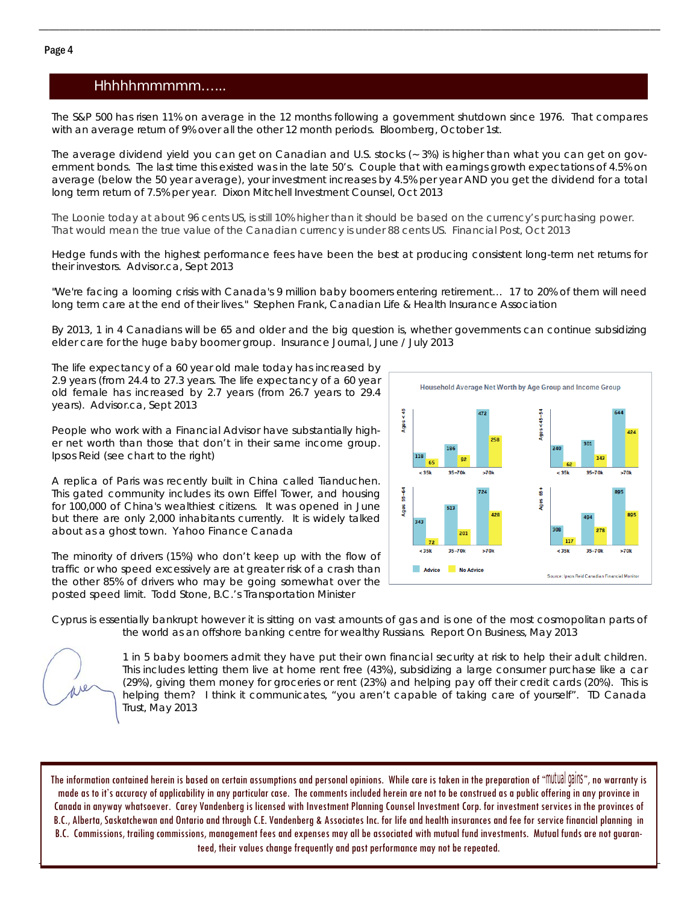## Hhhhhmmmmm......

The S&P 500 has risen 11% on average in the 12 months following a government shutdown since 1976. That compares with an average return of 9% over all the other 12 month periods. Bloomberg, October 1st.

The average dividend yield you can get on Canadian and U.S. stocks (~ 3%) is higher than what you can get on government bonds. The last time this existed was in the late 50's. Couple that with earnings growth expectations of 4.5% on average (below the 50 year average), your investment increases by 4.5% per year AND you get the dividend for a total long term return of 7.5% per year. Dixon Mitchell Investment Counsel, Oct 2013

The Loonie today at about 96 cents US, is still 10% higher than it should be based on the currency's purchasing power. That would mean the true value of the Canadian currency is under 88 cents US. Financial Post, Oct 2013

Hedge funds with the highest performance fees have been the best at producing consistent long-term net returns for their investors. Advisor.ca, Sept 2013

"We're facing a looming crisis with Canada's 9 million baby boomers entering retirement… 17 to 20% of them will need long term care at the end of their lives." Stephen Frank, Canadian Life & Health Insurance Association

By 2013, 1 in 4 Canadians will be 65 and older and the big question is, whether governments can continue subsidizing elder care for the huge baby boomer group. Insurance Journal, June / July 2013

The life expectancy of a 60 year old male today has increased by 2.9 years (from 24.4 to 27.3 years. The life expectancy of a 60 year old female has increased by 2.7 years (from 26.7 years to 29.4 years). Advisor.ca, Sept 2013

People who work with a Financial Advisor have substantially higher net worth than those that don't in their same income group. Ipsos Reid (see chart to the right)

Household Average Net Worth by Age Group and Income Group

Ages < 45
118 65
186 92
472 258
< 35k 35–70k >70k

Ages < 45–54
240 62
301 143
644 424
< 35k 35–70k >70k

Ages 55–64
343 72
513 201
724 428
< 35k 35–70k >70k

Ages 65 +
308 117
494 278
895 895
< 35k 35–70k >70k

Advice No Advice

Source: Ipsos Reid Canadian Financial Monitor

A replica of Paris was recently built in China called Tianduchen. This gated community includes its own Eiffel Tower, and housing for 100,000 of China's wealthiest citizens. It was opened in June but there are only 2,000 inhabitants currently. It is widely talked about as a ghost town. Yahoo Finance Canada

The minority of drivers (15%) who don't keep up with the flow of traffic or who speed excessively are at greater risk of a crash than the other 85% of drivers who may be going somewhat over the posted speed limit. Todd Stone, B.C.'s Transportation Minister

Cyprus is essentially bankrupt however it is sitting on vast amounts of gas and is one of the most cosmopolitan parts of the world as an offshore banking centre for wealthy Russians. Report On Business, May 2013

1 in 5 baby boomers admit they have put their own financial security at risk to help their adult children. This includes letting them live at home rent free (43%), subsidizing a large consumer purchase like a car (29%), giving them money for groceries or rent (23%) and helping pay off their credit cards (20%). This is helping them? I think it communicates, "you aren't capable of taking care of yourself". TD Canada Trust, May 2013

The information contained herein is based on certain assumptions and personal opinions. While care is taken in the preparation of "mutual gains", no warranty is made as to it's accuracy of applicability in any particular case. The comments included herein are not to be construed as a public offering in any province in Canada in anyway whatsoever. Carey Vandenberg is licensed with Investment Planning Counsel Investment Corp. for investment services in the provinces of B.C., Alberta, Saskatchewan and Ontario and through C.E. Vandenberg & Associates Inc. for life and health insurances and fee for service financial planning in B.C. Commissions, trailing commissions, management fees and expenses may all be associated with mutual fund investments. Mutual funds are not guaranteed, their values change frequently and past performance may not be repeated.